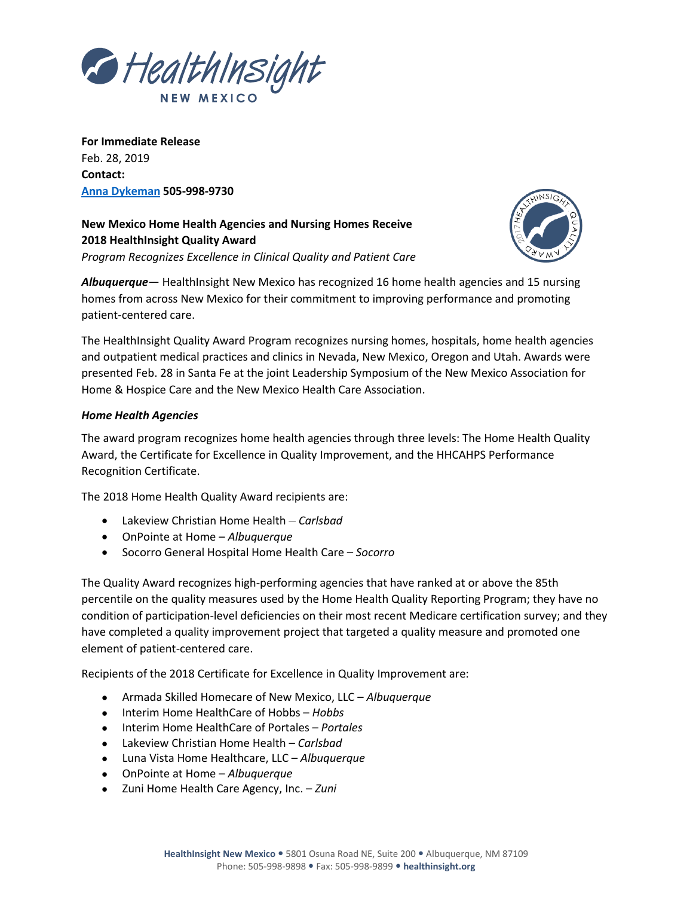**For Immediate Release**
Feb. 28, 2019
**Contact:**
**[Anna Dykeman](#) 505-998-9730**

**New Mexico Home Health Agencies and Nursing Homes Receive 2018 HealthInsight Quality Award**
*Program Recognizes Excellence in Clinical Quality and Patient Care*

***Albuquerque***— HealthInsight New Mexico has recognized 16 home health agencies and 15 nursing homes from across New Mexico for their commitment to improving performance and promoting patient-centered care.

The HealthInsight Quality Award Program recognizes nursing homes, hospitals, home health agencies and outpatient medical practices and clinics in Nevada, New Mexico, Oregon and Utah. Awards were presented Feb. 28 in Santa Fe at the joint Leadership Symposium of the New Mexico Association for Home & Hospice Care and the New Mexico Health Care Association.

***Home Health Agencies***

The award program recognizes home health agencies through three levels: The Home Health Quality Award, the Certificate for Excellence in Quality Improvement, and the HHCAHPS Performance Recognition Certificate.

The 2018 Home Health Quality Award recipients are:

- Lakeview Christian Home Health – *Carlsbad*
- OnPointe at Home – *Albuquerque*
- Socorro General Hospital Home Health Care – *Socorro*

The Quality Award recognizes high-performing agencies that have ranked at or above the 85th percentile on the quality measures used by the Home Health Quality Reporting Program; they have no condition of participation-level deficiencies on their most recent Medicare certification survey; and they have completed a quality improvement project that targeted a quality measure and promoted one element of patient-centered care.

Recipients of the 2018 Certificate for Excellence in Quality Improvement are:

- Armada Skilled Homecare of New Mexico, LLC – *Albuquerque*
- Interim Home HealthCare of Hobbs – *Hobbs*
- Interim Home HealthCare of Portales – *Portales*
- Lakeview Christian Home Health – *Carlsbad*
- Luna Vista Home Healthcare, LLC – *Albuquerque*
- OnPointe at Home – *Albuquerque*
- Zuni Home Health Care Agency, Inc. – *Zuni*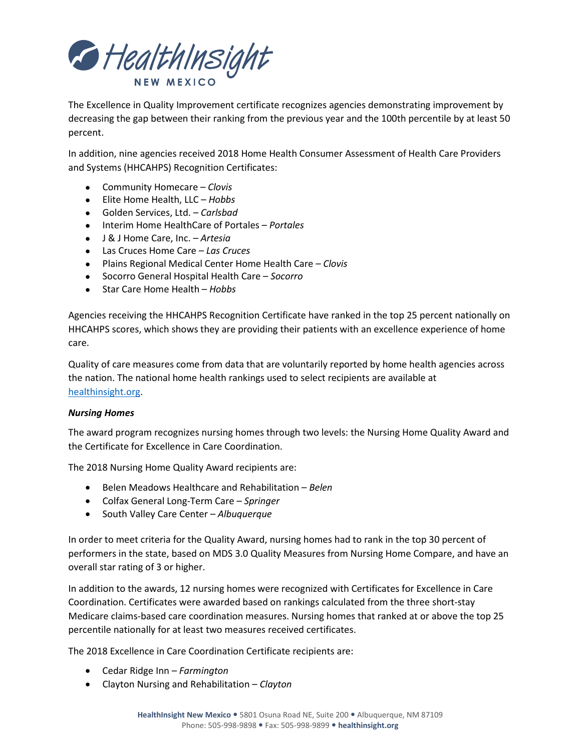The Excellence in Quality Improvement certificate recognizes agencies demonstrating improvement by decreasing the gap between their ranking from the previous year and the 100th percentile by at least 50 percent.

In addition, nine agencies received 2018 Home Health Consumer Assessment of Health Care Providers and Systems (HHCAHPS) Recognition Certificates:

- Community Homecare – *Clovis*
- Elite Home Health, LLC – *Hobbs*
- Golden Services, Ltd. – *Carlsbad*
- Interim Home HealthCare of Portales – *Portales*
- J & J Home Care, Inc. – *Artesia*
- Las Cruces Home Care – *Las Cruces*
- Plains Regional Medical Center Home Health Care – *Clovis*
- Socorro General Hospital Health Care – *Socorro*
- Star Care Home Health – *Hobbs*

Agencies receiving the HHCAHPS Recognition Certificate have ranked in the top 25 percent nationally on HHCAHPS scores, which shows they are providing their patients with an excellence experience of home care.

Quality of care measures come from data that are voluntarily reported by home health agencies across the nation. The national home health rankings used to select recipients are available at healthinsight.org.

***Nursing Homes***

The award program recognizes nursing homes through two levels: the Nursing Home Quality Award and the Certificate for Excellence in Care Coordination.

The 2018 Nursing Home Quality Award recipients are:

- Belen Meadows Healthcare and Rehabilitation – *Belen*
- Colfax General Long-Term Care – *Springer*
- South Valley Care Center – *Albuquerque*

In order to meet criteria for the Quality Award, nursing homes had to rank in the top 30 percent of performers in the state, based on MDS 3.0 Quality Measures from Nursing Home Compare, and have an overall star rating of 3 or higher.

In addition to the awards, 12 nursing homes were recognized with Certificates for Excellence in Care Coordination. Certificates were awarded based on rankings calculated from the three short-stay Medicare claims-based care coordination measures. Nursing homes that ranked at or above the top 25 percentile nationally for at least two measures received certificates.

The 2018 Excellence in Care Coordination Certificate recipients are:

- Cedar Ridge Inn – *Farmington*
- Clayton Nursing and Rehabilitation – *Clayton*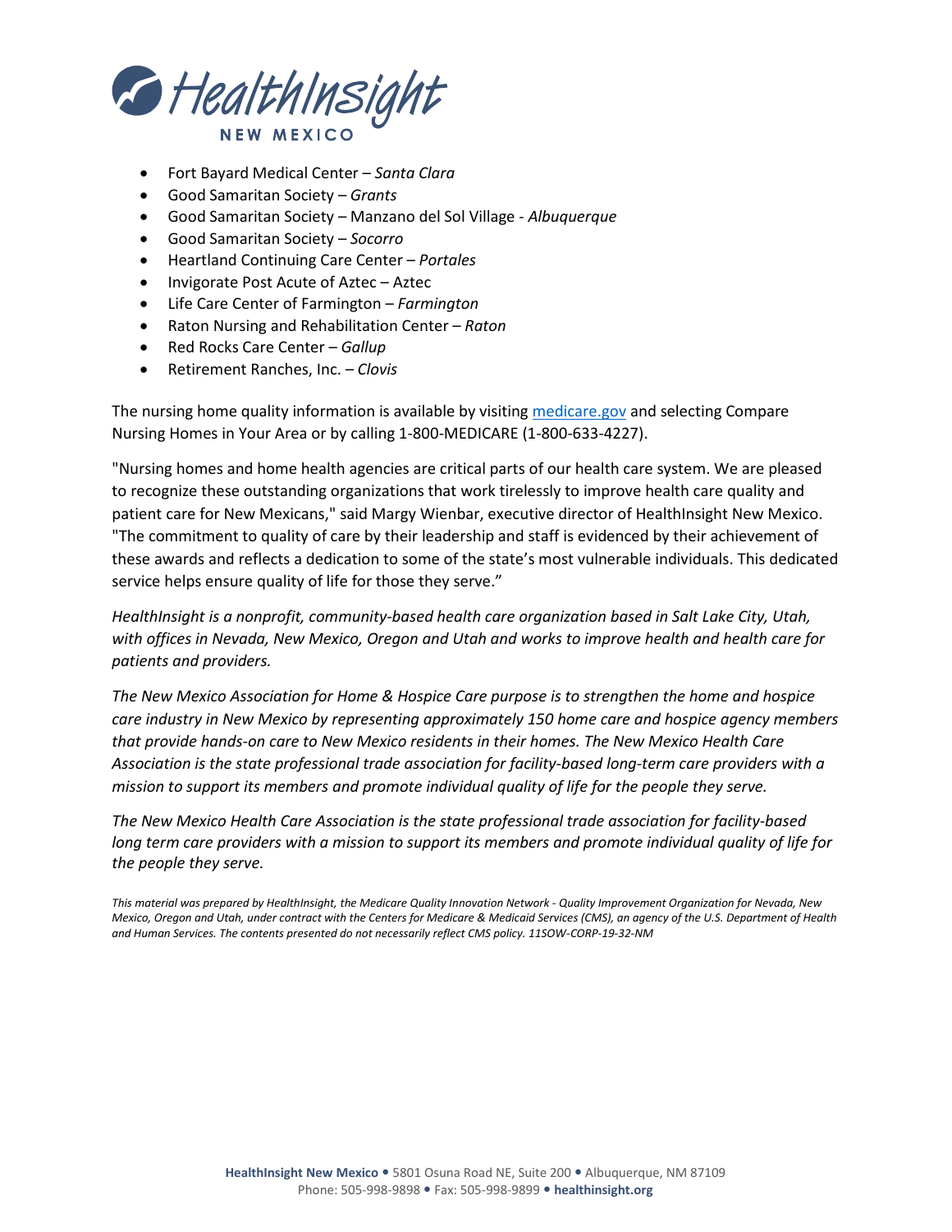- Fort Bayard Medical Center – *Santa Clara*
- Good Samaritan Society – *Grants*
- Good Samaritan Society – Manzano del Sol Village - *Albuquerque*
- Good Samaritan Society – *Socorro*
- Heartland Continuing Care Center – *Portales*
- Invigorate Post Acute of Aztec – Aztec
- Life Care Center of Farmington – *Farmington*
- Raton Nursing and Rehabilitation Center – *Raton*
- Red Rocks Care Center – *Gallup*
- Retirement Ranches, Inc. – *Clovis*

The nursing home quality information is available by visiting [medicare.gov](medicare.gov) and selecting Compare Nursing Homes in Your Area or by calling 1-800-MEDICARE (1-800-633-4227).

"Nursing homes and home health agencies are critical parts of our health care system. We are pleased to recognize these outstanding organizations that work tirelessly to improve health care quality and patient care for New Mexicans," said Margy Wienbar, executive director of HealthInsight New Mexico. "The commitment to quality of care by their leadership and staff is evidenced by their achievement of these awards and reflects a dedication to some of the state's most vulnerable individuals. This dedicated service helps ensure quality of life for those they serve."

*HealthInsight is a nonprofit, community-based health care organization based in Salt Lake City, Utah, with offices in Nevada, New Mexico, Oregon and Utah and works to improve health and health care for patients and providers.*

*The New Mexico Association for Home & Hospice Care purpose is to strengthen the home and hospice care industry in New Mexico by representing approximately 150 home care and hospice agency members that provide hands-on care to New Mexico residents in their homes. The New Mexico Health Care Association is the state professional trade association for facility-based long-term care providers with a mission to support its members and promote individual quality of life for the people they serve.*

*The New Mexico Health Care Association is the state professional trade association for facility-based long term care providers with a mission to support its members and promote individual quality of life for the people they serve.*

*This material was prepared by HealthInsight, the Medicare Quality Innovation Network - Quality Improvement Organization for Nevada, New Mexico, Oregon and Utah, under contract with the Centers for Medicare & Medicaid Services (CMS), an agency of the U.S. Department of Health and Human Services. The contents presented do not necessarily reflect CMS policy. 11SOW-CORP-19-32-NM*